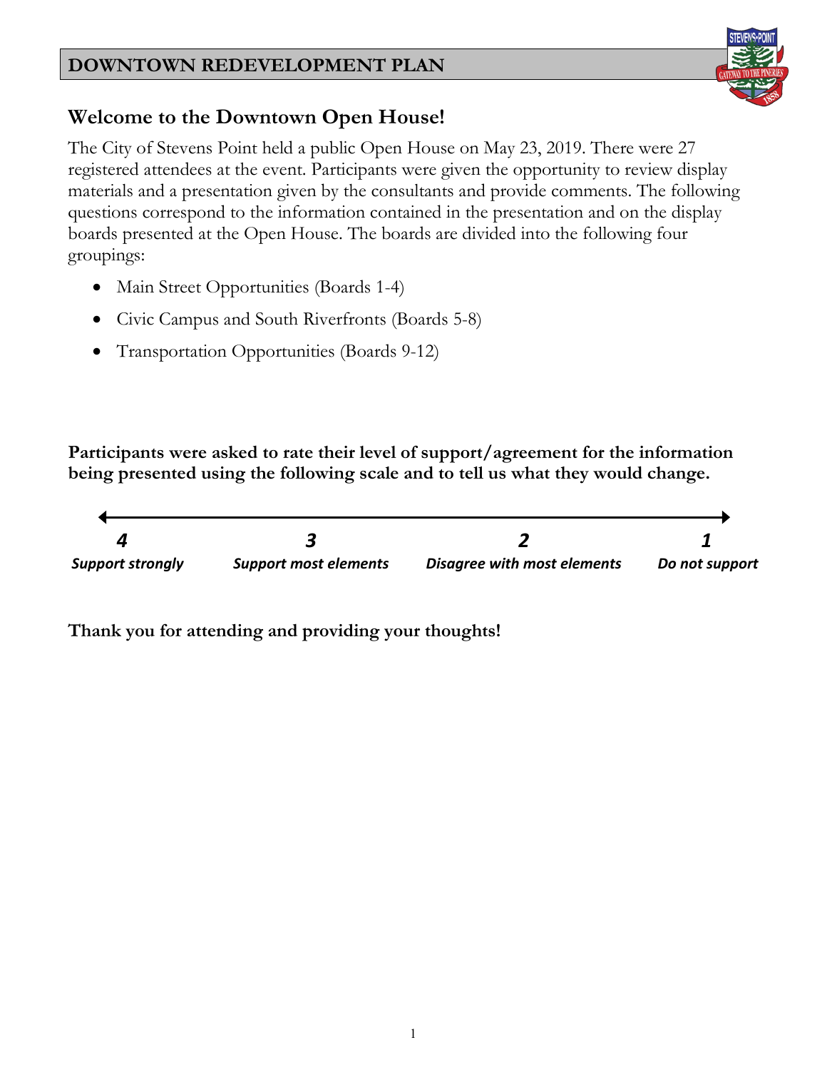# DOWNTOWN REDEVELOPMENT PLAN

## Welcome to the Downtown Open House!

The City of Stevens Point held a public Open House on May 23, 2019. There were 27 registered attendees at the event. Participants were given the opportunity to review display materials and a presentation given by the consultants and provide comments. The following questions correspond to the information contained in the presentation and on the display boards presented at the Open House. The boards are divided into the following four groupings:

- Main Street Opportunities (Boards 1-4)
- Civic Campus and South Riverfronts (Boards 5-8)
- Transportation Opportunities (Boards 9-12)

**Participants were asked to rate their level of support/agreement for the information being presented using the following scale and to tell us what they would change.**

| *4* | *3* | *2* | *1* |
|---|---|---|---|
| ***Support strongly*** | ***Support most elements*** | ***Disagree with most elements*** | ***Do not support*** |

**Thank you for attending and providing your thoughts!**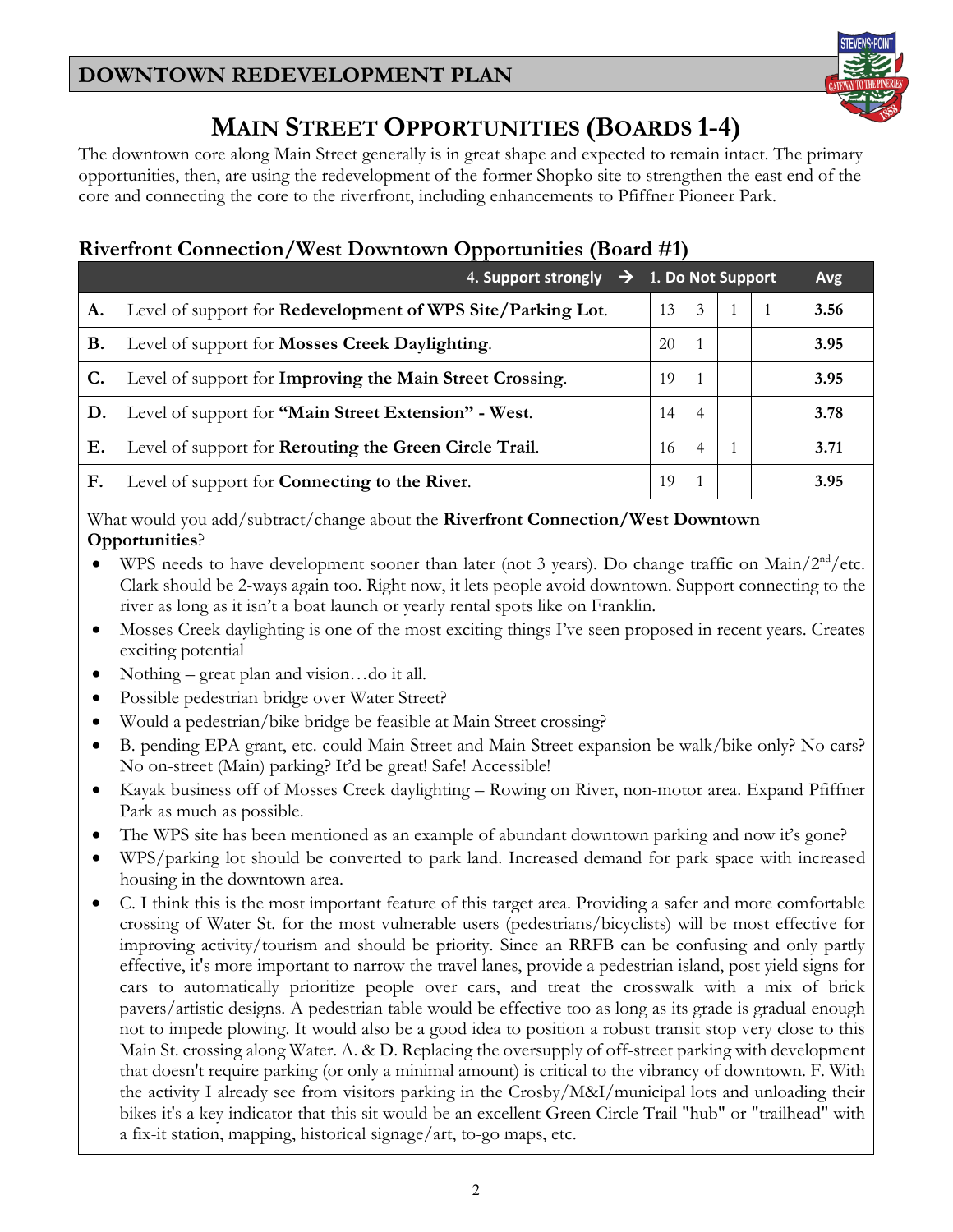# MAIN STREET OPPORTUNITIES (BOARDS 1-4)

The downtown core along Main Street generally is in great shape and expected to remain intact. The primary opportunities, then, are using the redevelopment of the former Shopko site to strengthen the east end of the core and connecting the core to the riverfront, including enhancements to Pfiffner Pioneer Park.

## Riverfront Connection/West Downtown Opportunities (Board #1)

| | 4. Support strongly → 1. Do Not Support | | | | | Avg |
|---|---|---|---|---|---|---|
| **A.** | Level of support for **Redevelopment of WPS Site/Parking Lot**. | 13 | 3 | 1 | 1 | **3.56** |
| **B.** | Level of support for **Mosses Creek Daylighting**. | 20 | 1 | | | **3.95** |
| **C.** | Level of support for **Improving the Main Street Crossing**. | 19 | 1 | | | **3.95** |
| **D.** | Level of support for **"Main Street Extension" - West**. | 14 | 4 | | | **3.78** |
| **E.** | Level of support for **Rerouting the Green Circle Trail**. | 16 | 4 | 1 | | **3.71** |
| **F.** | Level of support for **Connecting to the River**. | 19 | 1 | | | **3.95** |

What would you add/subtract/change about the **Riverfront Connection/West Downtown Opportunities**?

- WPS needs to have development sooner than later (not 3 years). Do change traffic on Main/2nd/etc. Clark should be 2-ways again too. Right now, it lets people avoid downtown. Support connecting to the river as long as it isn't a boat launch or yearly rental spots like on Franklin.
- Mosses Creek daylighting is one of the most exciting things I've seen proposed in recent years. Creates exciting potential
- Nothing – great plan and vision…do it all.
- Possible pedestrian bridge over Water Street?
- Would a pedestrian/bike bridge be feasible at Main Street crossing?
- B. pending EPA grant, etc. could Main Street and Main Street expansion be walk/bike only? No cars? No on-street (Main) parking? It'd be great! Safe! Accessible!
- Kayak business off of Mosses Creek daylighting – Rowing on River, non-motor area. Expand Pfiffner Park as much as possible.
- The WPS site has been mentioned as an example of abundant downtown parking and now it's gone?
- WPS/parking lot should be converted to park land. Increased demand for park space with increased housing in the downtown area.
- C. I think this is the most important feature of this target area. Providing a safer and more comfortable crossing of Water St. for the most vulnerable users (pedestrians/bicyclists) will be most effective for improving activity/tourism and should be priority. Since an RRFB can be confusing and only partly effective, it's more important to narrow the travel lanes, provide a pedestrian island, post yield signs for cars to automatically prioritize people over cars, and treat the crosswalk with a mix of brick pavers/artistic designs. A pedestrian table would be effective too as long as its grade is gradual enough not to impede plowing. It would also be a good idea to position a robust transit stop very close to this Main St. crossing along Water. A. & D. Replacing the oversupply of off-street parking with development that doesn't require parking (or only a minimal amount) is critical to the vibrancy of downtown. F. With the activity I already see from visitors parking in the Crosby/M&I/municipal lots and unloading their bikes it's a key indicator that this sit would be an excellent Green Circle Trail "hub" or "trailhead" with a fix-it station, mapping, historical signage/art, to-go maps, etc.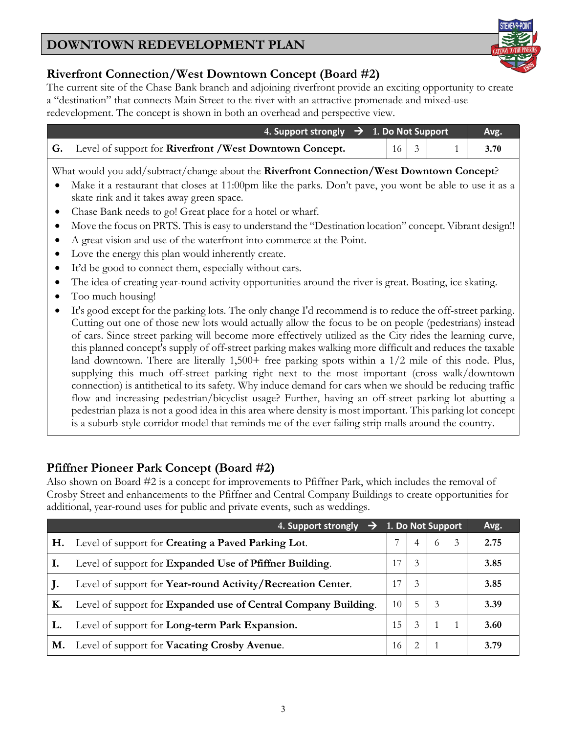## Riverfront Connection/West Downtown Concept (Board #2)

The current site of the Chase Bank branch and adjoining riverfront provide an exciting opportunity to create a "destination" that connects Main Street to the river with an attractive promenade and mixed-use redevelopment. The concept is shown in both an overhead and perspective view.

| | 4. Support strongly → | 1. Do Not Support | | | | Avg. |
|---|---|---|---|---|---|---|
| **G.** | Level of support for **Riverfront /West Downtown Concept.** | 16 | 3 | | 1 | **3.70** |

What would you add/subtract/change about the **Riverfront Connection/West Downtown Concept**?

- Make it a restaurant that closes at 11:00pm like the parks. Don't pave, you wont be able to use it as a skate rink and it takes away green space.
- Chase Bank needs to go! Great place for a hotel or wharf.
- Move the focus on PRTS. This is easy to understand the "Destination location" concept. Vibrant design!!
- A great vision and use of the waterfront into commerce at the Point.
- Love the energy this plan would inherently create.
- It'd be good to connect them, especially without cars.
- The idea of creating year-round activity opportunities around the river is great. Boating, ice skating.
- Too much housing!
- It's good except for the parking lots. The only change I'd recommend is to reduce the off-street parking. Cutting out one of those new lots would actually allow the focus to be on people (pedestrians) instead of cars. Since street parking will become more effectively utilized as the City rides the learning curve, this planned concept's supply of off-street parking makes walking more difficult and reduces the taxable land downtown. There are literally 1,500+ free parking spots within a 1/2 mile of this node. Plus, supplying this much off-street parking right next to the most important (cross walk/downtown connection) is antithetical to its safety. Why induce demand for cars when we should be reducing traffic flow and increasing pedestrian/bicyclist usage? Further, having an off-street parking lot abutting a pedestrian plaza is not a good idea in this area where density is most important. This parking lot concept is a suburb-style corridor model that reminds me of the ever failing strip malls around the country.

## Pfiffner Pioneer Park Concept (Board #2)

Also shown on Board #2 is a concept for improvements to Pfiffner Park, which includes the removal of Crosby Street and enhancements to the Pfiffner and Central Company Buildings to create opportunities for additional, year-round uses for public and private events, such as weddings.

| | 4. Support strongly → | 1. Do Not Support | | | | Avg. |
|---|---|---|---|---|---|---|
| **H.** | Level of support for **Creating a Paved Parking Lot**. | 7 | 4 | 6 | 3 | **2.75** |
| **I.** | Level of support for **Expanded Use of Pfiffner Building**. | 17 | 3 | | | **3.85** |
| **J.** | Level of support for **Year-round Activity/Recreation Center**. | 17 | 3 | | | **3.85** |
| **K.** | Level of support for **Expanded use of Central Company Building**. | 10 | 5 | 3 | | **3.39** |
| **L.** | Level of support for **Long-term Park Expansion.** | 15 | 3 | 1 | 1 | **3.60** |
| **M.** | Level of support for **Vacating Crosby Avenue**. | 16 | 2 | 1 | | **3.79** |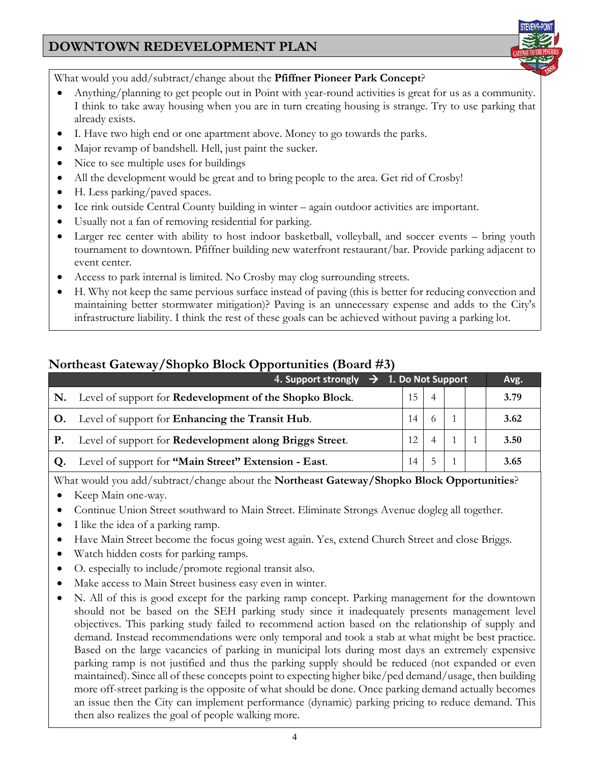What would you add/subtract/change about the **Pfiffner Pioneer Park Concept**?

- Anything/planning to get people out in Point with year-round activities is great for us as a community. I think to take away housing when you are in turn creating housing is strange. Try to use parking that already exists.
- I. Have two high end or one apartment above. Money to go towards the parks.
- Major revamp of bandshell. Hell, just paint the sucker.
- Nice to see multiple uses for buildings
- All the development would be great and to bring people to the area. Get rid of Crosby!
- H. Less parking/paved spaces.
- Ice rink outside Central County building in winter – again outdoor activities are important.
- Usually not a fan of removing residential for parking.
- Larger rec center with ability to host indoor basketball, volleyball, and soccer events – bring youth tournament to downtown. Pfiffner building new waterfront restaurant/bar. Provide parking adjacent to event center.
- Access to park internal is limited. No Crosby may clog surrounding streets.
- H. Why not keep the same pervious surface instead of paving (this is better for reducing convection and maintaining better stormwater mitigation)? Paving is an unnecessary expense and adds to the City's infrastructure liability. I think the rest of these goals can be achieved without paving a parking lot.

## Northeast Gateway/Shopko Block Opportunities (Board #3)

| | 4. Support strongly → 1. Do Not Support | | | | | Avg. |
|---|---|---|---|---|---|---|
| **N.** | Level of support for **Redevelopment of the Shopko Block**. | 15 | 4 | | | 3.79 |
| **O.** | Level of support for **Enhancing the Transit Hub**. | 14 | 6 | 1 | | 3.62 |
| **P.** | Level of support for **Redevelopment along Briggs Street**. | 12 | 4 | 1 | 1 | 3.50 |
| **Q.** | Level of support for **"Main Street" Extension - East**. | 14 | 5 | 1 | | 3.65 |

What would you add/subtract/change about the **Northeast Gateway/Shopko Block Opportunities**?

- Keep Main one-way.
- Continue Union Street southward to Main Street. Eliminate Strongs Avenue dogleg all together.
- I like the idea of a parking ramp.
- Have Main Street become the focus going west again. Yes, extend Church Street and close Briggs.
- Watch hidden costs for parking ramps.
- O. especially to include/promote regional transit also.
- Make access to Main Street business easy even in winter.
- N. All of this is good except for the parking ramp concept. Parking management for the downtown should not be based on the SEH parking study since it inadequately presents management level objectives. This parking study failed to recommend action based on the relationship of supply and demand. Instead recommendations were only temporal and took a stab at what might be best practice. Based on the large vacancies of parking in municipal lots during most days an extremely expensive parking ramp is not justified and thus the parking supply should be reduced (not expanded or even maintained). Since all of these concepts point to expecting higher bike/ped demand/usage, then building more off-street parking is the opposite of what should be done. Once parking demand actually becomes an issue then the City can implement performance (dynamic) parking pricing to reduce demand. This then also realizes the goal of people walking more.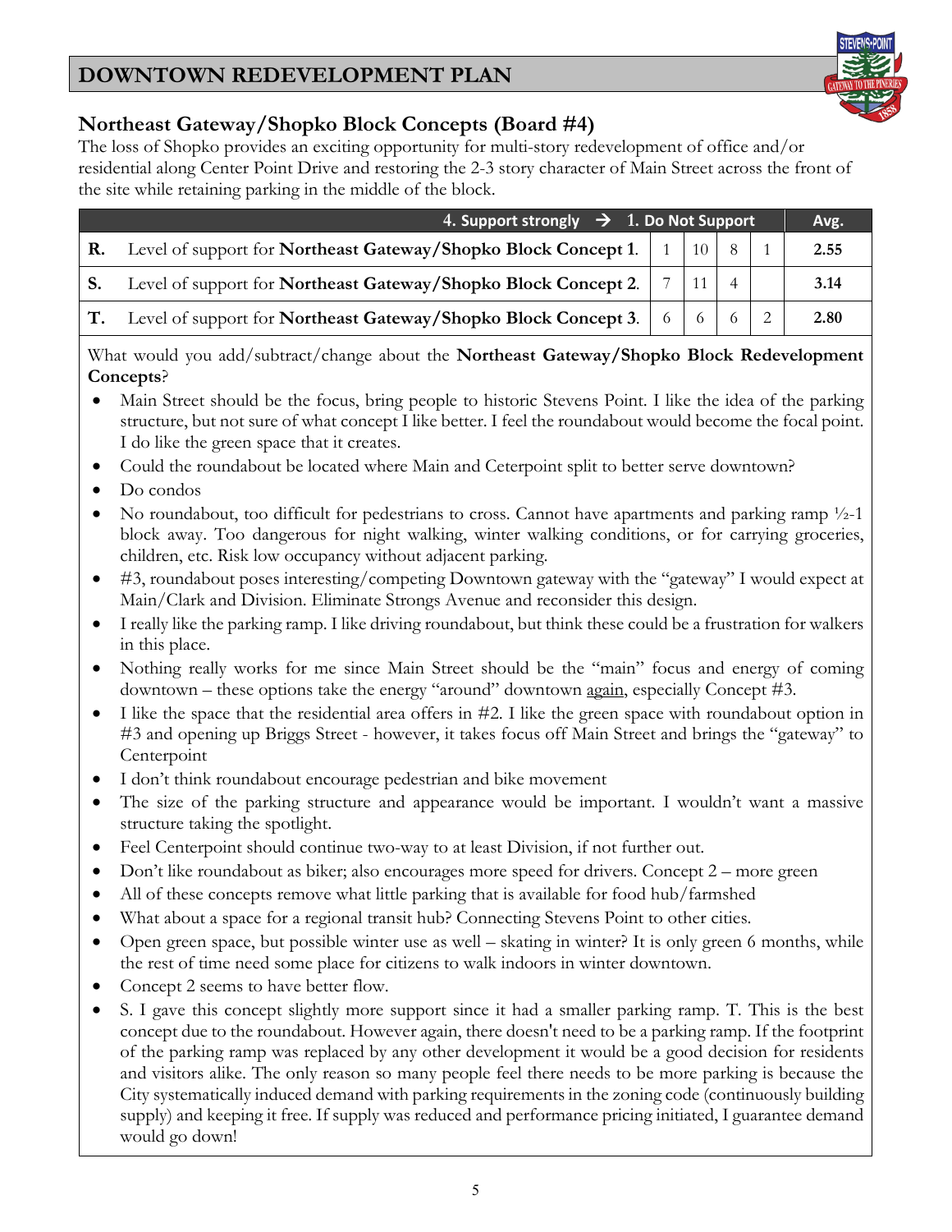## Northeast Gateway/Shopko Block Concepts (Board #4)

The loss of Shopko provides an exciting opportunity for multi-story redevelopment of office and/or residential along Center Point Drive and restoring the 2-3 story character of Main Street across the front of the site while retaining parking in the middle of the block.

| | 4. Support strongly → 1. Do Not Support | | | | | Avg. |
|---|---|---|---|---|---|---|
| **R.** | Level of support for **Northeast Gateway/Shopko Block Concept 1**. | 1 | 10 | 8 | 1 | **2.55** |
| **S.** | Level of support for **Northeast Gateway/Shopko Block Concept 2**. | 7 | 11 | 4 | | **3.14** |
| **T.** | Level of support for **Northeast Gateway/Shopko Block Concept 3**. | 6 | 6 | 6 | 2 | **2.80** |

What would you add/subtract/change about the **Northeast Gateway/Shopko Block Redevelopment Concepts**?

- Main Street should be the focus, bring people to historic Stevens Point. I like the idea of the parking structure, but not sure of what concept I like better. I feel the roundabout would become the focal point. I do like the green space that it creates.
- Could the roundabout be located where Main and Ceterpoint split to better serve downtown?
- Do condos
- No roundabout, too difficult for pedestrians to cross. Cannot have apartments and parking ramp ½-1 block away. Too dangerous for night walking, winter walking conditions, or for carrying groceries, children, etc. Risk low occupancy without adjacent parking.
- #3, roundabout poses interesting/competing Downtown gateway with the "gateway" I would expect at Main/Clark and Division. Eliminate Strongs Avenue and reconsider this design.
- I really like the parking ramp. I like driving roundabout, but think these could be a frustration for walkers in this place.
- Nothing really works for me since Main Street should be the "main" focus and energy of coming downtown – these options take the energy "around" downtown <u>again</u>, especially Concept #3.
- I like the space that the residential area offers in #2. I like the green space with roundabout option in #3 and opening up Briggs Street - however, it takes focus off Main Street and brings the "gateway" to Centerpoint
- I don't think roundabout encourage pedestrian and bike movement
- The size of the parking structure and appearance would be important. I wouldn't want a massive structure taking the spotlight.
- Feel Centerpoint should continue two-way to at least Division, if not further out.
- Don't like roundabout as biker; also encourages more speed for drivers. Concept 2 – more green
- All of these concepts remove what little parking that is available for food hub/farmshed
- What about a space for a regional transit hub? Connecting Stevens Point to other cities.
- Open green space, but possible winter use as well – skating in winter? It is only green 6 months, while the rest of time need some place for citizens to walk indoors in winter downtown.
- Concept 2 seems to have better flow.
- S. I gave this concept slightly more support since it had a smaller parking ramp. T. This is the best concept due to the roundabout. However again, there doesn't need to be a parking ramp. If the footprint of the parking ramp was replaced by any other development it would be a good decision for residents and visitors alike. The only reason so many people feel there needs to be more parking is because the City systematically induced demand with parking requirements in the zoning code (continuously building supply) and keeping it free. If supply was reduced and performance pricing initiated, I guarantee demand would go down!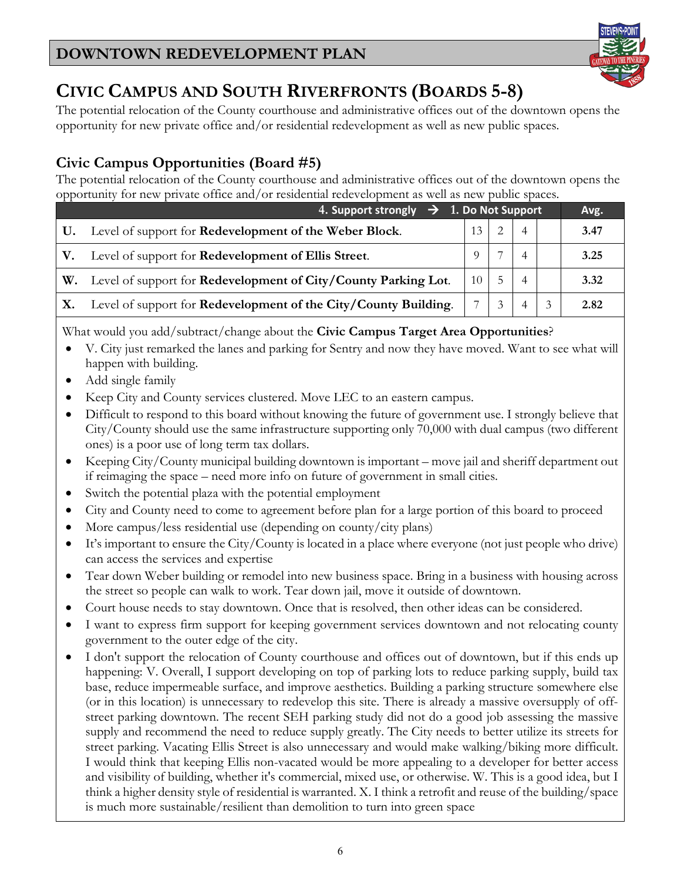# CIVIC CAMPUS AND SOUTH RIVERFRONTS (BOARDS 5-8)

The potential relocation of the County courthouse and administrative offices out of the downtown opens the opportunity for new private office and/or residential redevelopment as well as new public spaces.

## Civic Campus Opportunities (Board #5)

The potential relocation of the County courthouse and administrative offices out of the downtown opens the opportunity for new private office and/or residential redevelopment as well as new public spaces.

| | 4. Support strongly → 1. Do Not Support | | | | | Avg. |
|---|---|---|---|---|---|---|
| **U.** | Level of support for **Redevelopment of the Weber Block**. | 13 | 2 | 4 | | **3.47** |
| **V.** | Level of support for **Redevelopment of Ellis Street**. | 9 | 7 | 4 | | **3.25** |
| **W.** | Level of support for **Redevelopment of City/County Parking Lot**. | 10 | 5 | 4 | | **3.32** |
| **X.** | Level of support for **Redevelopment of the City/County Building**. | 7 | 3 | 4 | 3 | **2.82** |

What would you add/subtract/change about the **Civic Campus Target Area Opportunities**?

- V. City just remarked the lanes and parking for Sentry and now they have moved. Want to see what will happen with building.
- Add single family
- Keep City and County services clustered. Move LEC to an eastern campus.
- Difficult to respond to this board without knowing the future of government use. I strongly believe that City/County should use the same infrastructure supporting only 70,000 with dual campus (two different ones) is a poor use of long term tax dollars.
- Keeping City/County municipal building downtown is important – move jail and sheriff department out if reimaging the space – need more info on future of government in small cities.
- Switch the potential plaza with the potential employment
- City and County need to come to agreement before plan for a large portion of this board to proceed
- More campus/less residential use (depending on county/city plans)
- It's important to ensure the City/County is located in a place where everyone (not just people who drive) can access the services and expertise
- Tear down Weber building or remodel into new business space. Bring in a business with housing across the street so people can walk to work. Tear down jail, move it outside of downtown.
- Court house needs to stay downtown. Once that is resolved, then other ideas can be considered.
- I want to express firm support for keeping government services downtown and not relocating county government to the outer edge of the city.
- I don't support the relocation of County courthouse and offices out of downtown, but if this ends up happening: V. Overall, I support developing on top of parking lots to reduce parking supply, build tax base, reduce impermeable surface, and improve aesthetics. Building a parking structure somewhere else (or in this location) is unnecessary to redevelop this site. There is already a massive oversupply of off-street parking downtown. The recent SEH parking study did not do a good job assessing the massive supply and recommend the need to reduce supply greatly. The City needs to better utilize its streets for street parking. Vacating Ellis Street is also unnecessary and would make walking/biking more difficult. I would think that keeping Ellis non-vacated would be more appealing to a developer for better access and visibility of building, whether it's commercial, mixed use, or otherwise. W. This is a good idea, but I think a higher density style of residential is warranted. X. I think a retrofit and reuse of the building/space is much more sustainable/resilient than demolition to turn into green space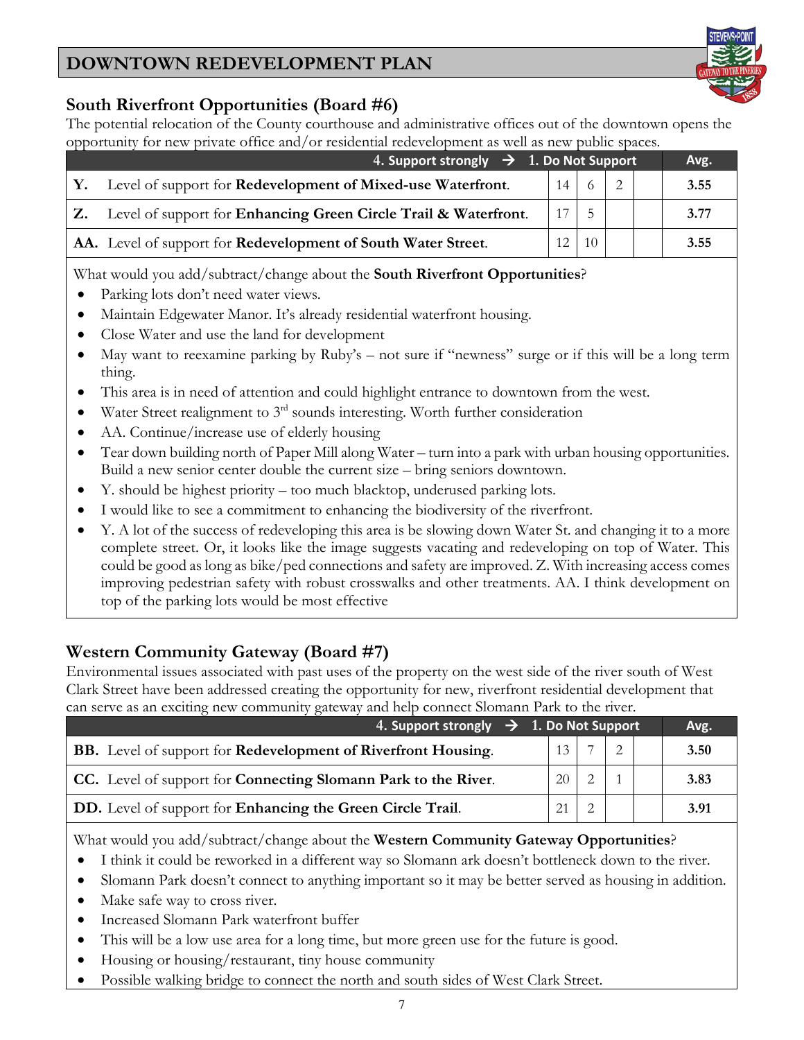# DOWNTOWN REDEVELOPMENT PLAN

## South Riverfront Opportunities (Board #6)

The potential relocation of the County courthouse and administrative offices out of the downtown opens the opportunity for new private office and/or residential redevelopment as well as new public spaces.

| | 4. Support strongly → | | 1. Do Not Support | | Avg. |
|---|---|---|---|---|---|
| **Y.** Level of support for **Redevelopment of Mixed-use Waterfront**. | 14 | 6 | 2 | | **3.55** |
| **Z.** Level of support for **Enhancing Green Circle Trail & Waterfront**. | 17 | 5 | | | **3.77** |
| **AA.** Level of support for **Redevelopment of South Water Street**. | 12 | 10 | | | **3.55** |

What would you add/subtract/change about the **South Riverfront Opportunities**?

- Parking lots don't need water views.
- Maintain Edgewater Manor. It's already residential waterfront housing.
- Close Water and use the land for development
- May want to reexamine parking by Ruby's – not sure if "newness" surge or if this will be a long term thing.
- This area is in need of attention and could highlight entrance to downtown from the west.
- Water Street realignment to 3rd sounds interesting. Worth further consideration
- AA. Continue/increase use of elderly housing
- Tear down building north of Paper Mill along Water – turn into a park with urban housing opportunities. Build a new senior center double the current size – bring seniors downtown.
- Y. should be highest priority – too much blacktop, underused parking lots.
- I would like to see a commitment to enhancing the biodiversity of the riverfront.
- Y. A lot of the success of redeveloping this area is be slowing down Water St. and changing it to a more complete street. Or, it looks like the image suggests vacating and redeveloping on top of Water. This could be good as long as bike/ped connections and safety are improved. Z. With increasing access comes improving pedestrian safety with robust crosswalks and other treatments. AA. I think development on top of the parking lots would be most effective

## Western Community Gateway (Board #7)

Environmental issues associated with past uses of the property on the west side of the river south of West Clark Street have been addressed creating the opportunity for new, riverfront residential development that can serve as an exciting new community gateway and help connect Slomann Park to the river.

| | 4. Support strongly → | | 1. Do Not Support | | Avg. |
|---|---|---|---|---|---|
| **BB.** Level of support for **Redevelopment of Riverfront Housing**. | 13 | 7 | 2 | | **3.50** |
| **CC.** Level of support for **Connecting Slomann Park to the River**. | 20 | 2 | 1 | | **3.83** |
| **DD.** Level of support for **Enhancing the Green Circle Trail**. | 21 | 2 | | | **3.91** |

What would you add/subtract/change about the **Western Community Gateway Opportunities**?

- I think it could be reworked in a different way so Slomann ark doesn't bottleneck down to the river.
- Slomann Park doesn't connect to anything important so it may be better served as housing in addition.
- Make safe way to cross river.
- Increased Slomann Park waterfront buffer
- This will be a low use area for a long time, but more green use for the future is good.
- Housing or housing/restaurant, tiny house community
- Possible walking bridge to connect the north and south sides of West Clark Street.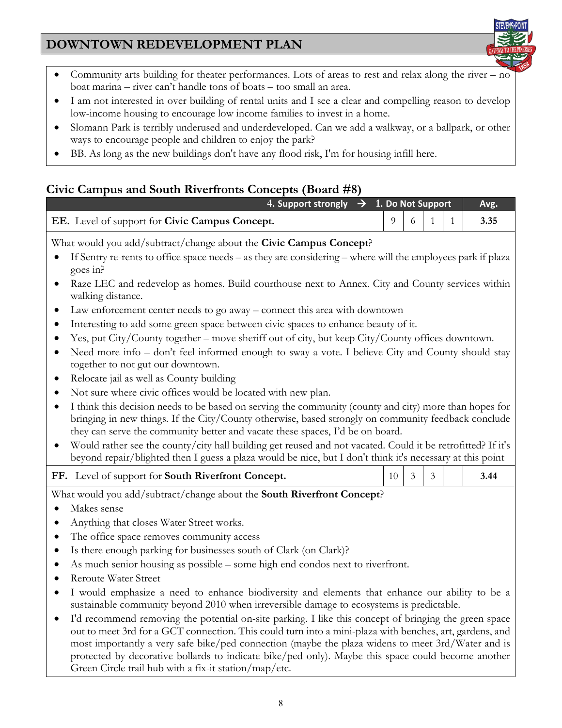- Community arts building for theater performances. Lots of areas to rest and relax along the river – no boat marina – river can't handle tons of boats – too small an area.
- I am not interested in over building of rental units and I see a clear and compelling reason to develop low-income housing to encourage low income families to invest in a home.
- Slomann Park is terribly underused and underdeveloped. Can we add a walkway, or a ballpark, or other ways to encourage people and children to enjoy the park?
- BB. As long as the new buildings don't have any flood risk, I'm for housing infill here.

## Civic Campus and South Riverfronts Concepts (Board #8)

| | 4. Support strongly → | | | 1. Do Not Support | Avg. |
|---|---|---|---|---|---|
| **EE.** Level of support for **Civic Campus Concept.** | 9 | 6 | 1 | 1 | 3.35 |

What would you add/subtract/change about the **Civic Campus Concept**?

- If Sentry re-rents to office space needs – as they are considering – where will the employees park if plaza goes in?
- Raze LEC and redevelop as homes. Build courthouse next to Annex. City and County services within walking distance.
- Law enforcement center needs to go away – connect this area with downtown
- Interesting to add some green space between civic spaces to enhance beauty of it.
- Yes, put City/County together – move sheriff out of city, but keep City/County offices downtown.
- Need more info – don't feel informed enough to sway a vote. I believe City and County should stay together to not gut our downtown.
- Relocate jail as well as County building
- Not sure where civic offices would be located with new plan.
- I think this decision needs to be based on serving the community (county and city) more than hopes for bringing in new things. If the City/County otherwise, based strongly on community feedback conclude they can serve the community better and vacate these spaces, I'd be on board.
- Would rather see the county/city hall building get reused and not vacated. Could it be retrofitted? If it's beyond repair/blighted then I guess a plaza would be nice, but I don't think it's necessary at this point

| | 4. Support strongly → | | | 1. Do Not Support | Avg. |
|---|---|---|---|---|---|
| **FF.** Level of support for **South Riverfront Concept.** | 10 | 3 | 3 | | 3.44 |

What would you add/subtract/change about the **South Riverfront Concept**?

- Makes sense
- Anything that closes Water Street works.
- The office space removes community access
- Is there enough parking for businesses south of Clark (on Clark)?
- As much senior housing as possible – some high end condos next to riverfront.
- Reroute Water Street
- I would emphasize a need to enhance biodiversity and elements that enhance our ability to be a sustainable community beyond 2010 when irreversible damage to ecosystems is predictable.
- I'd recommend removing the potential on-site parking. I like this concept of bringing the green space out to meet 3rd for a GCT connection. This could turn into a mini-plaza with benches, art, gardens, and most importantly a very safe bike/ped connection (maybe the plaza widens to meet 3rd/Water and is protected by decorative bollards to indicate bike/ped only). Maybe this space could become another Green Circle trail hub with a fix-it station/map/etc.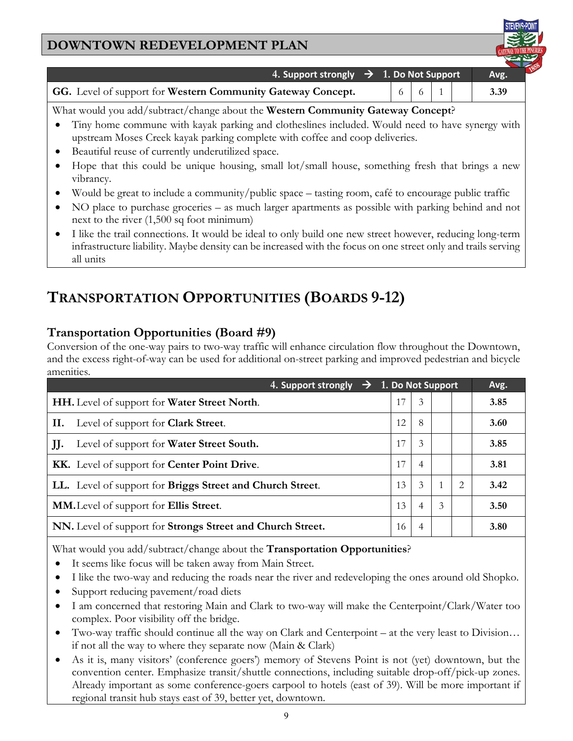## DOWNTOWN REDEVELOPMENT PLAN

| 4. Support strongly → 1. Do Not Support | | | | | Avg. |
|---|---|---|---|---|---|
| **GG.** Level of support for **Western Community Gateway Concept.** | 6 | 6 | 1 | | **3.39** |

What would you add/subtract/change about the **Western Community Gateway Concept**?

- Tiny home commune with kayak parking and clotheslines included. Would need to have synergy with upstream Moses Creek kayak parking complete with coffee and coop deliveries.
- Beautiful reuse of currently underutilized space.
- Hope that this could be unique housing, small lot/small house, something fresh that brings a new vibrancy.
- Would be great to include a community/public space – tasting room, café to encourage public traffic
- NO place to purchase groceries – as much larger apartments as possible with parking behind and not next to the river (1,500 sq foot minimum)
- I like the trail connections. It would be ideal to only build one new street however, reducing long-term infrastructure liability. Maybe density can be increased with the focus on one street only and trails serving all units

# TRANSPORTATION OPPORTUNITIES (BOARDS 9-12)

## Transportation Opportunities (Board #9)

Conversion of the one-way pairs to two-way traffic will enhance circulation flow throughout the Downtown, and the excess right-of-way can be used for additional on-street parking and improved pedestrian and bicycle amenities.

| 4. Support strongly → 1. Do Not Support | | | | | Avg. |
|---|---|---|---|---|---|
| **HH.** Level of support for **Water Street North**. | 17 | 3 | | | **3.85** |
| **II.** Level of support for **Clark Street**. | 12 | 8 | | | **3.60** |
| **JJ.** Level of support for **Water Street South.** | 17 | 3 | | | **3.85** |
| **KK.** Level of support for **Center Point Drive**. | 17 | 4 | | | **3.81** |
| **LL.** Level of support for **Briggs Street and Church Street**. | 13 | 3 | 1 | 2 | **3.42** |
| **MM.** Level of support for **Ellis Street**. | 13 | 4 | 3 | | **3.50** |
| **NN.** Level of support for **Strongs Street and Church Street.** | 16 | 4 | | | **3.80** |

What would you add/subtract/change about the **Transportation Opportunities**?

- It seems like focus will be taken away from Main Street.
- I like the two-way and reducing the roads near the river and redeveloping the ones around old Shopko.
- Support reducing pavement/road diets
- I am concerned that restoring Main and Clark to two-way will make the Centerpoint/Clark/Water too complex. Poor visibility off the bridge.
- Two-way traffic should continue all the way on Clark and Centerpoint – at the very least to Division… if not all the way to where they separate now (Main & Clark)
- As it is, many visitors' (conference goers') memory of Stevens Point is not (yet) downtown, but the convention center. Emphasize transit/shuttle connections, including suitable drop-off/pick-up zones. Already important as some conference-goers carpool to hotels (east of 39). Will be more important if regional transit hub stays east of 39, better yet, downtown.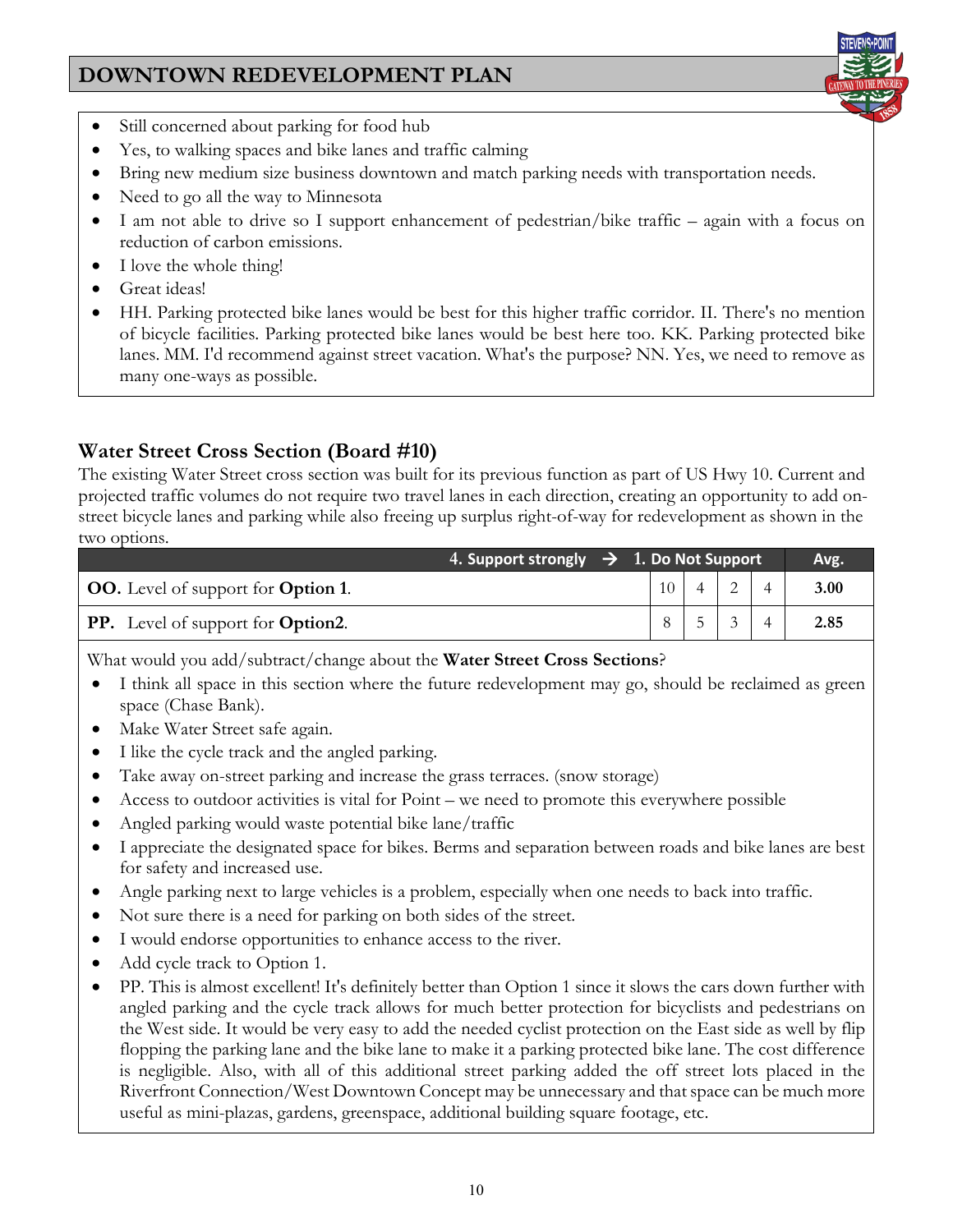- Still concerned about parking for food hub
- Yes, to walking spaces and bike lanes and traffic calming
- Bring new medium size business downtown and match parking needs with transportation needs.
- Need to go all the way to Minnesota
- I am not able to drive so I support enhancement of pedestrian/bike traffic – again with a focus on reduction of carbon emissions.
- I love the whole thing!
- Great ideas!
- HH. Parking protected bike lanes would be best for this higher traffic corridor. II. There's no mention of bicycle facilities. Parking protected bike lanes would be best here too. KK. Parking protected bike lanes. MM. I'd recommend against street vacation. What's the purpose? NN. Yes, we need to remove as many one-ways as possible.

## Water Street Cross Section (Board #10)

The existing Water Street cross section was built for its previous function as part of US Hwy 10. Current and projected traffic volumes do not require two travel lanes in each direction, creating an opportunity to add on-street bicycle lanes and parking while also freeing up surplus right-of-way for redevelopment as shown in the two options.

| 4. Support strongly → 1. Do Not Support | | | | | Avg. |
|---|---|---|---|---|---|
| **OO.** Level of support for **Option 1**. | 10 | 4 | 2 | 4 | **3.00** |
| **PP.** Level of support for **Option2**. | 8 | 5 | 3 | 4 | **2.85** |

What would you add/subtract/change about the **Water Street Cross Sections**?

- I think all space in this section where the future redevelopment may go, should be reclaimed as green space (Chase Bank).
- Make Water Street safe again.
- I like the cycle track and the angled parking.
- Take away on-street parking and increase the grass terraces. (snow storage)
- Access to outdoor activities is vital for Point – we need to promote this everywhere possible
- Angled parking would waste potential bike lane/traffic
- I appreciate the designated space for bikes. Berms and separation between roads and bike lanes are best for safety and increased use.
- Angle parking next to large vehicles is a problem, especially when one needs to back into traffic.
- Not sure there is a need for parking on both sides of the street.
- I would endorse opportunities to enhance access to the river.
- Add cycle track to Option 1.
- PP. This is almost excellent! It's definitely better than Option 1 since it slows the cars down further with angled parking and the cycle track allows for much better protection for bicyclists and pedestrians on the West side. It would be very easy to add the needed cyclist protection on the East side as well by flip flopping the parking lane and the bike lane to make it a parking protected bike lane. The cost difference is negligible. Also, with all of this additional street parking added the off street lots placed in the Riverfront Connection/West Downtown Concept may be unnecessary and that space can be much more useful as mini-plazas, gardens, greenspace, additional building square footage, etc.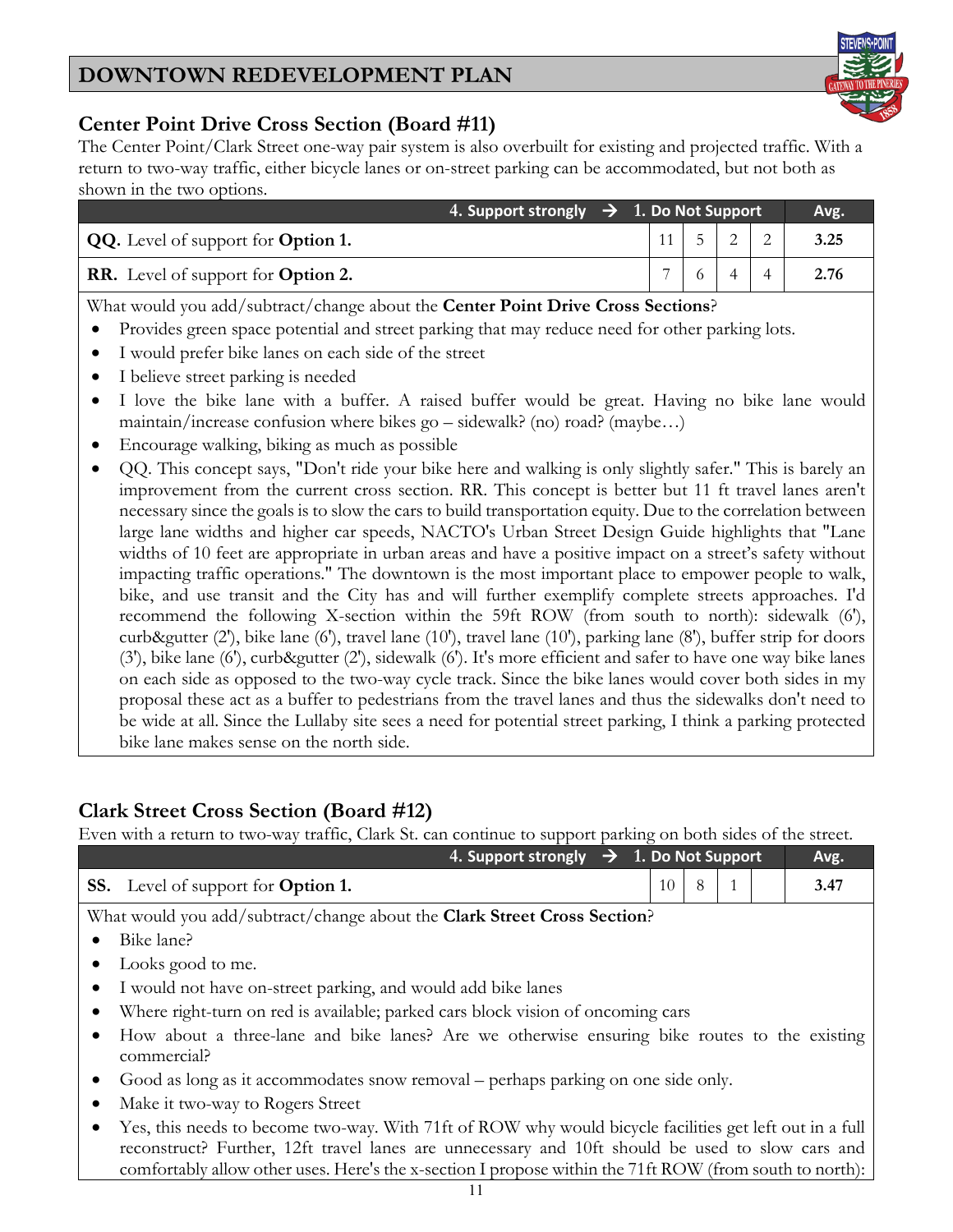## Center Point Drive Cross Section (Board #11)

The Center Point/Clark Street one-way pair system is also overbuilt for existing and projected traffic. With a return to two-way traffic, either bicycle lanes or on-street parking can be accommodated, but not both as shown in the two options.

| 4. Support strongly → 1. Do Not Support | | | | | Avg. |
|---|---|---|---|---|---|
| **QQ.** Level of support for **Option 1.** | 11 | 5 | 2 | 2 | **3.25** |
| **RR.** Level of support for **Option 2.** | 7 | 6 | 4 | 4 | **2.76** |

What would you add/subtract/change about the **Center Point Drive Cross Sections**?

- Provides green space potential and street parking that may reduce need for other parking lots.
- I would prefer bike lanes on each side of the street
- I believe street parking is needed
- I love the bike lane with a buffer. A raised buffer would be great. Having no bike lane would maintain/increase confusion where bikes go – sidewalk? (no) road? (maybe…)
- Encourage walking, biking as much as possible
- QQ. This concept says, "Don't ride your bike here and walking is only slightly safer." This is barely an improvement from the current cross section. RR. This concept is better but 11 ft travel lanes aren't necessary since the goals is to slow the cars to build transportation equity. Due to the correlation between large lane widths and higher car speeds, NACTO's Urban Street Design Guide highlights that "Lane widths of 10 feet are appropriate in urban areas and have a positive impact on a street's safety without impacting traffic operations." The downtown is the most important place to empower people to walk, bike, and use transit and the City has and will further exemplify complete streets approaches. I'd recommend the following X-section within the 59ft ROW (from south to north): sidewalk (6'), curb&gutter (2'), bike lane (6'), travel lane (10'), travel lane (10'), parking lane (8'), buffer strip for doors (3'), bike lane (6'), curb&gutter (2'), sidewalk (6'). It's more efficient and safer to have one way bike lanes on each side as opposed to the two-way cycle track. Since the bike lanes would cover both sides in my proposal these act as a buffer to pedestrians from the travel lanes and thus the sidewalks don't need to be wide at all. Since the Lullaby site sees a need for potential street parking, I think a parking protected bike lane makes sense on the north side.

## Clark Street Cross Section (Board #12)

Even with a return to two-way traffic, Clark St. can continue to support parking on both sides of the street.

| 4. Support strongly → 1. Do Not Support | | | | | Avg. |
|---|---|---|---|---|---|
| **SS.** Level of support for **Option 1.** | 10 | 8 | 1 | | **3.47** |

What would you add/subtract/change about the **Clark Street Cross Section**?

- Bike lane?
- Looks good to me.
- I would not have on-street parking, and would add bike lanes
- Where right-turn on red is available; parked cars block vision of oncoming cars
- How about a three-lane and bike lanes? Are we otherwise ensuring bike routes to the existing commercial?
- Good as long as it accommodates snow removal – perhaps parking on one side only.
- Make it two-way to Rogers Street
- Yes, this needs to become two-way. With 71ft of ROW why would bicycle facilities get left out in a full reconstruct? Further, 12ft travel lanes are unnecessary and 10ft should be used to slow cars and comfortably allow other uses. Here's the x-section I propose within the 71ft ROW (from south to north):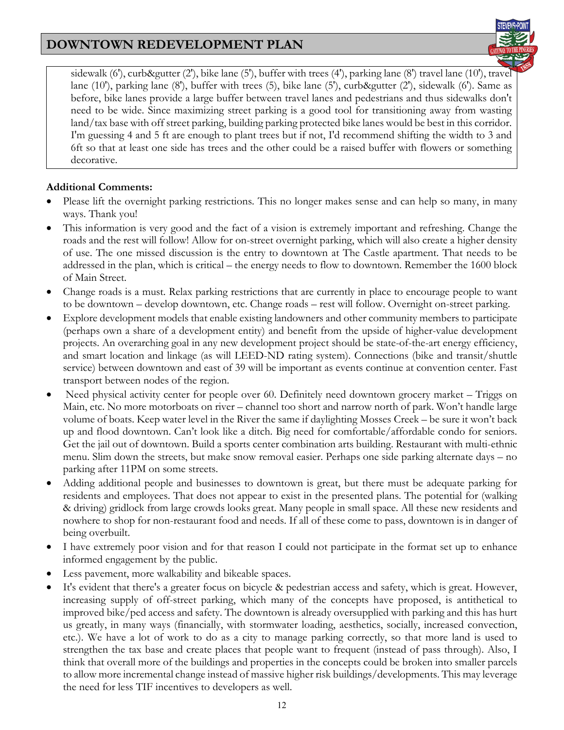sidewalk (6'), curb&gutter (2'), bike lane (5'), buffer with trees (4'), parking lane (8') travel lane (10'), travel lane (10'), parking lane (8'), buffer with trees (5), bike lane (5'), curb&gutter (2'), sidewalk (6'). Same as before, bike lanes provide a large buffer between travel lanes and pedestrians and thus sidewalks don't need to be wide. Since maximizing street parking is a good tool for transitioning away from wasting land/tax base with off street parking, building parking protected bike lanes would be best in this corridor. I'm guessing 4 and 5 ft are enough to plant trees but if not, I'd recommend shifting the width to 3 and 6ft so that at least one side has trees and the other could be a raised buffer with flowers or something decorative.

**Additional Comments:**

- Please lift the overnight parking restrictions. This no longer makes sense and can help so many, in many ways. Thank you!
- This information is very good and the fact of a vision is extremely important and refreshing. Change the roads and the rest will follow! Allow for on-street overnight parking, which will also create a higher density of use. The one missed discussion is the entry to downtown at The Castle apartment. That needs to be addressed in the plan, which is critical – the energy needs to flow to downtown. Remember the 1600 block of Main Street.
- Change roads is a must. Relax parking restrictions that are currently in place to encourage people to want to be downtown – develop downtown, etc. Change roads – rest will follow. Overnight on-street parking.
- Explore development models that enable existing landowners and other community members to participate (perhaps own a share of a development entity) and benefit from the upside of higher-value development projects. An overarching goal in any new development project should be state-of-the-art energy efficiency, and smart location and linkage (as will LEED-ND rating system). Connections (bike and transit/shuttle service) between downtown and east of 39 will be important as events continue at convention center. Fast transport between nodes of the region.
- Need physical activity center for people over 60. Definitely need downtown grocery market – Triggs on Main, etc. No more motorboats on river – channel too short and narrow north of park. Won't handle large volume of boats. Keep water level in the River the same if daylighting Mosses Creek – be sure it won't back up and flood downtown. Can't look like a ditch. Big need for comfortable/affordable condo for seniors. Get the jail out of downtown. Build a sports center combination arts building. Restaurant with multi-ethnic menu. Slim down the streets, but make snow removal easier. Perhaps one side parking alternate days – no parking after 11PM on some streets.
- Adding additional people and businesses to downtown is great, but there must be adequate parking for residents and employees. That does not appear to exist in the presented plans. The potential for (walking & driving) gridlock from large crowds looks great. Many people in small space. All these new residents and nowhere to shop for non-restaurant food and needs. If all of these come to pass, downtown is in danger of being overbuilt.
- I have extremely poor vision and for that reason I could not participate in the format set up to enhance informed engagement by the public.
- Less pavement, more walkability and bikeable spaces.
- It's evident that there's a greater focus on bicycle & pedestrian access and safety, which is great. However, increasing supply of off-street parking, which many of the concepts have proposed, is antithetical to improved bike/ped access and safety. The downtown is already oversupplied with parking and this has hurt us greatly, in many ways (financially, with stormwater loading, aesthetics, socially, increased convection, etc.). We have a lot of work to do as a city to manage parking correctly, so that more land is used to strengthen the tax base and create places that people want to frequent (instead of pass through). Also, I think that overall more of the buildings and properties in the concepts could be broken into smaller parcels to allow more incremental change instead of massive higher risk buildings/developments. This may leverage the need for less TIF incentives to developers as well.